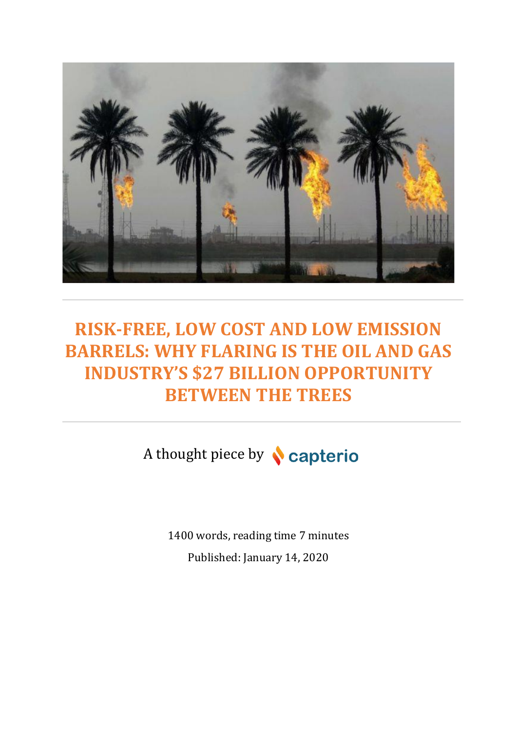# RISK-FREE, LOW COST AND LOW EMISSION BARRELS: WHY FLARING IS THE OIL AND GAS INDUSTRY'S $27 BILLION OPPORTUNITY BETWEEN THE TREES

A thought piece by capterio

1400 words, reading time 7 minutes

Published: January 14, 2020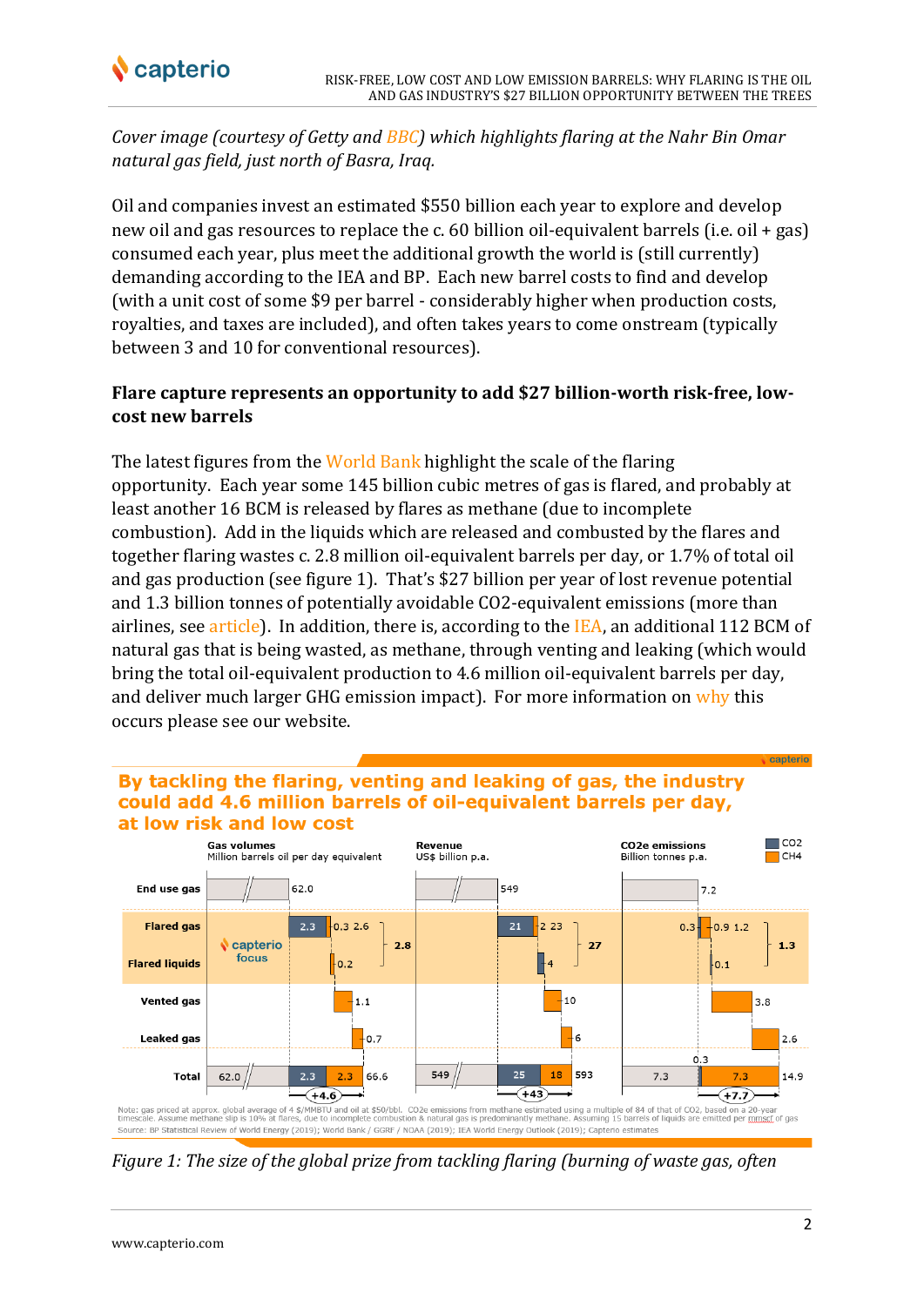*Cover image (courtesy of Getty and BBC) which highlights flaring at the Nahr Bin Omar natural gas field, just north of Basra, Iraq.*

Oil and companies invest an estimated $550 billion each year to explore and develop new oil and gas resources to replace the c. 60 billion oil-equivalent barrels (i.e. oil + gas) consumed each year, plus meet the additional growth the world is (still currently) demanding according to the IEA and BP. Each new barrel costs to find and develop (with a unit cost of some $9 per barrel - considerably higher when production costs, royalties, and taxes are included), and often takes years to come onstream (typically between 3 and 10 for conventional resources).

**Flare capture represents an opportunity to add $27 billion-worth risk-free, low-cost new barrels**

The latest figures from the World Bank highlight the scale of the flaring opportunity. Each year some 145 billion cubic metres of gas is flared, and probably at least another 16 BCM is released by flares as methane (due to incomplete combustion). Add in the liquids which are released and combusted by the flares and together flaring wastes c. 2.8 million oil-equivalent barrels per day, or 1.7% of total oil and gas production (see figure 1). That's $27 billion per year of lost revenue potential and 1.3 billion tonnes of potentially avoidable CO2-equivalent emissions (more than airlines, see article). In addition, there is, according to the IEA, an additional 112 BCM of natural gas that is being wasted, as methane, through venting and leaking (which would bring the total oil-equivalent production to 4.6 million oil-equivalent barrels per day, and deliver much larger GHG emission impact). For more information on why this occurs please see our website.

**By tackling the flaring, venting and leaking of gas, the industry could add 4.6 million barrels of oil-equivalent barrels per day, at low risk and low cost**

| | Gas volumes (Million barrels oil per day equivalent) | Revenue (US$ billion p.a.) | CO2e emissions (Billion tonnes p.a.) |
|---|---|---|---|
| End use gas | 62.0 | 549 | 7.2 |
| Flared gas | 2.3 + 0.3 = 2.6 | 21 + 2 = 23 | 0.3 + 0.9 = 1.2 |
| Flared liquids | 0.2 | 4 | 0.1 |
| *Flaring subtotal* | 2.8 | 27 | 1.3 |
| Vented gas | 1.1 | 10 | 3.8 |
| Leaked gas | 0.7 | 6 | 2.6 |
| Total | 62.0 + 2.3 + 2.3 = 66.6 (+4.6) | 549 + 25 + 18 = 593 (+43) | 7.3 + 0.3 + 7.3 = 14.9 (+7.7) |

Legend: CO2; CH4

Note: gas priced at approx. global average of 4 $/MMBTU and oil at $50/bbl. CO2e emissions from methane estimated using a multiple of 84 of that of CO2, based on a 20-year timescale. Assume methane slip is 10% at flares, due to incomplete combustion & natural gas is predominantly methane. Assuming 15 barrels of liquids are emitted per mmscf of gas

Source: BP Statistical Review of World Energy (2019); World Bank / GGFR / NOAA (2019); IEA World Energy Outlook (2019); Capterio estimates

*Figure 1: The size of the global prize from tackling flaring (burning of waste gas, often*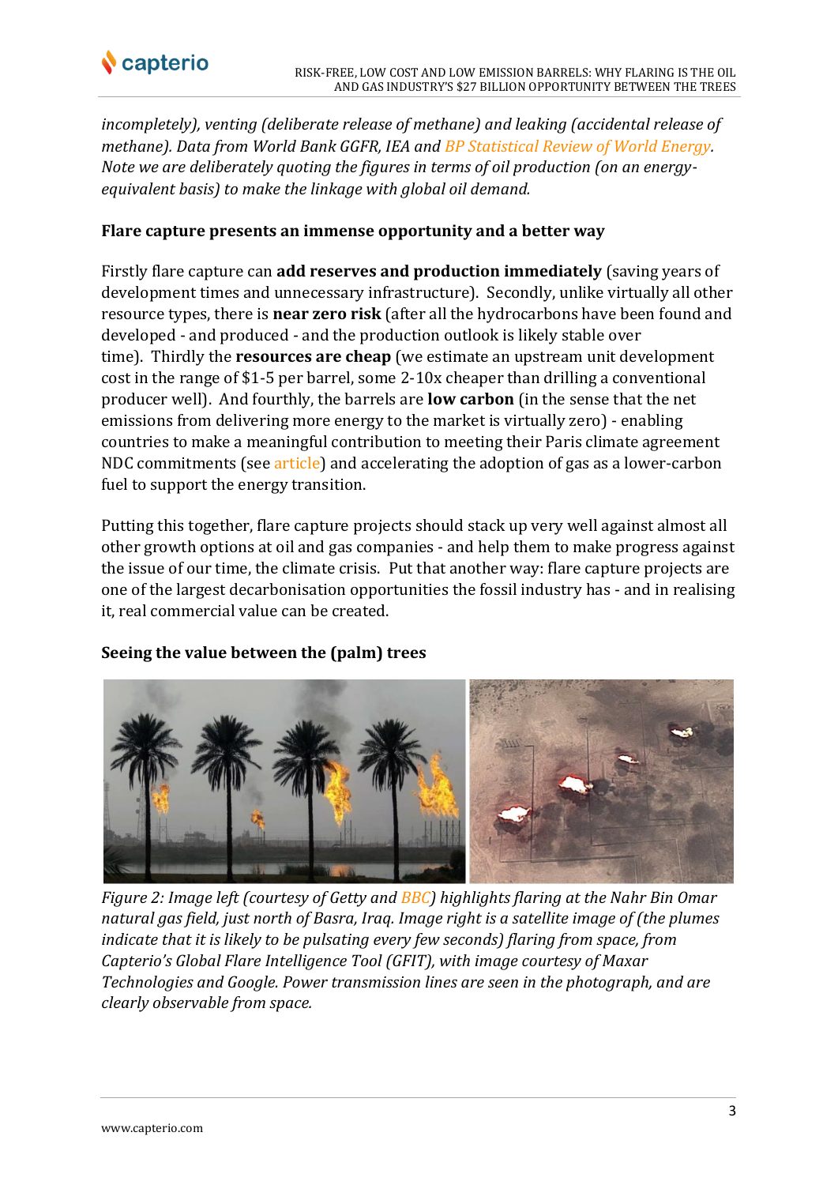*incompletely), venting (deliberate release of methane) and leaking (accidental release of methane). Data from World Bank GGFR, IEA and BP Statistical Review of World Energy. Note we are deliberately quoting the figures in terms of oil production (on an energy-equivalent basis) to make the linkage with global oil demand.*

**Flare capture presents an immense opportunity and a better way**

Firstly flare capture can **add reserves and production immediately** (saving years of development times and unnecessary infrastructure). Secondly, unlike virtually all other resource types, there is **near zero risk** (after all the hydrocarbons have been found and developed - and produced - and the production outlook is likely stable over time). Thirdly the **resources are cheap** (we estimate an upstream unit development cost in the range of $1-5 per barrel, some 2-10x cheaper than drilling a conventional producer well). And fourthly, the barrels are **low carbon** (in the sense that the net emissions from delivering more energy to the market is virtually zero) - enabling countries to make a meaningful contribution to meeting their Paris climate agreement NDC commitments (see article) and accelerating the adoption of gas as a lower-carbon fuel to support the energy transition.

Putting this together, flare capture projects should stack up very well against almost all other growth options at oil and gas companies - and help them to make progress against the issue of our time, the climate crisis. Put that another way: flare capture projects are one of the largest decarbonisation opportunities the fossil industry has - and in realising it, real commercial value can be created.

**Seeing the value between the (palm) trees**

*Figure 2: Image left (courtesy of Getty and BBC) highlights flaring at the Nahr Bin Omar natural gas field, just north of Basra, Iraq. Image right is a satellite image of (the plumes indicate that it is likely to be pulsating every few seconds) flaring from space, from Capterio's Global Flare Intelligence Tool (GFIT), with image courtesy of Maxar Technologies and Google. Power transmission lines are seen in the photograph, and are clearly observable from space.*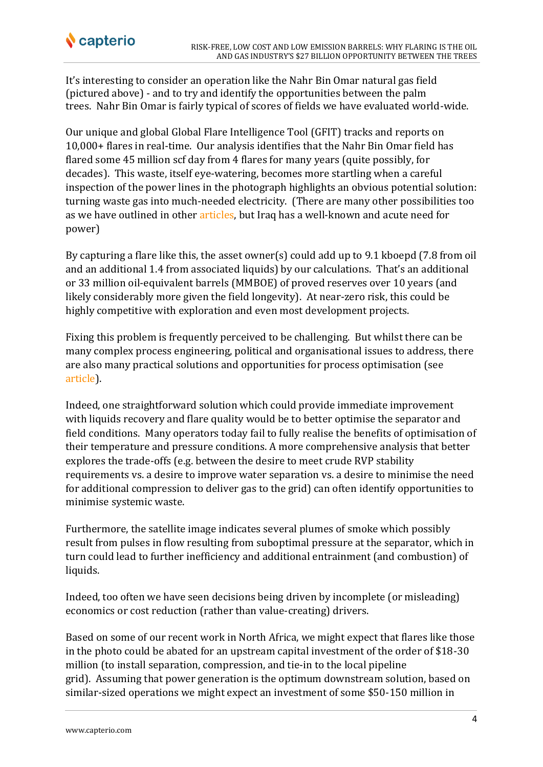It's interesting to consider an operation like the Nahr Bin Omar natural gas field (pictured above) - and to try and identify the opportunities between the palm trees. Nahr Bin Omar is fairly typical of scores of fields we have evaluated world-wide.

Our unique and global Global Flare Intelligence Tool (GFIT) tracks and reports on 10,000+ flares in real-time. Our analysis identifies that the Nahr Bin Omar field has flared some 45 million scf day from 4 flares for many years (quite possibly, for decades). This waste, itself eye-watering, becomes more startling when a careful inspection of the power lines in the photograph highlights an obvious potential solution: turning waste gas into much-needed electricity. (There are many other possibilities too as we have outlined in other articles, but Iraq has a well-known and acute need for power)

By capturing a flare like this, the asset owner(s) could add up to 9.1 kboepd (7.8 from oil and an additional 1.4 from associated liquids) by our calculations. That's an additional or 33 million oil-equivalent barrels (MMBOE) of proved reserves over 10 years (and likely considerably more given the field longevity). At near-zero risk, this could be highly competitive with exploration and even most development projects.

Fixing this problem is frequently perceived to be challenging. But whilst there can be many complex process engineering, political and organisational issues to address, there are also many practical solutions and opportunities for process optimisation (see article).

Indeed, one straightforward solution which could provide immediate improvement with liquids recovery and flare quality would be to better optimise the separator and field conditions. Many operators today fail to fully realise the benefits of optimisation of their temperature and pressure conditions. A more comprehensive analysis that better explores the trade-offs (e.g. between the desire to meet crude RVP stability requirements vs. a desire to improve water separation vs. a desire to minimise the need for additional compression to deliver gas to the grid) can often identify opportunities to minimise systemic waste.

Furthermore, the satellite image indicates several plumes of smoke which possibly result from pulses in flow resulting from suboptimal pressure at the separator, which in turn could lead to further inefficiency and additional entrainment (and combustion) of liquids.

Indeed, too often we have seen decisions being driven by incomplete (or misleading) economics or cost reduction (rather than value-creating) drivers.

Based on some of our recent work in North Africa, we might expect that flares like those in the photo could be abated for an upstream capital investment of the order of $18-30 million (to install separation, compression, and tie-in to the local pipeline grid). Assuming that power generation is the optimum downstream solution, based on similar-sized operations we might expect an investment of some $50-150 million in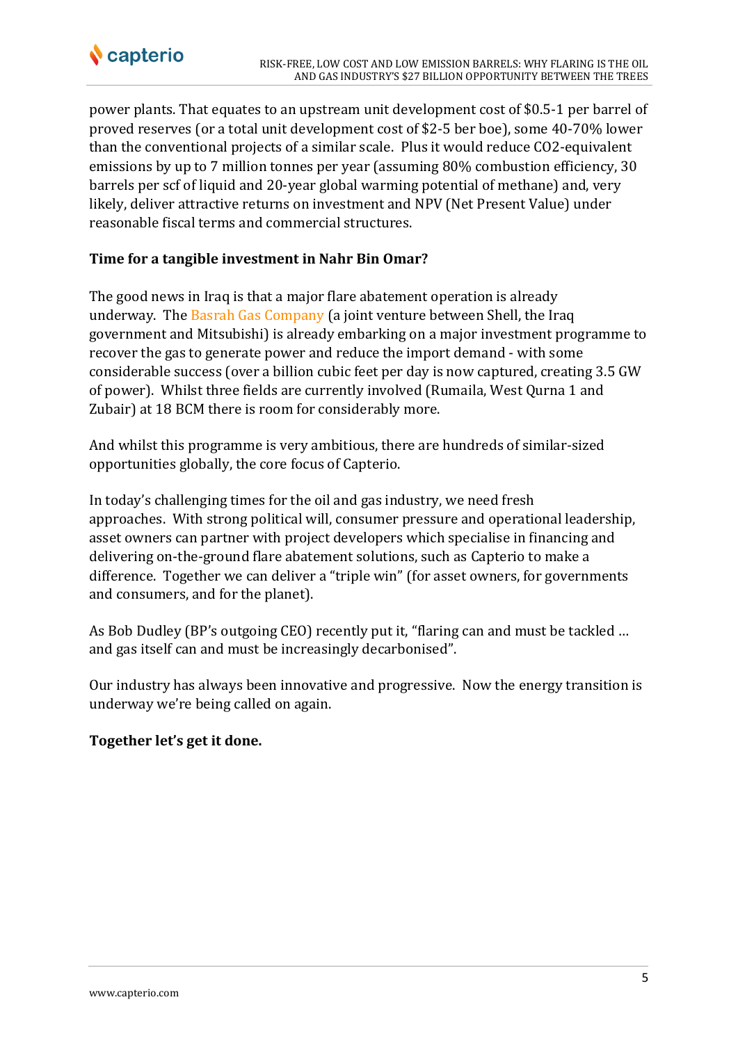power plants. That equates to an upstream unit development cost of \$0.5-1 per barrel of proved reserves (or a total unit development cost of \$2-5 ber boe), some 40-70% lower than the conventional projects of a similar scale. Plus it would reduce $CO_2$-equivalent emissions by up to 7 million tonnes per year (assuming 80% combustion efficiency, 30 barrels per scf of liquid and 20-year global warming potential of methane) and, very likely, deliver attractive returns on investment and NPV (Net Present Value) under reasonable fiscal terms and commercial structures.

**Time for a tangible investment in Nahr Bin Omar?**

The good news in Iraq is that a major flare abatement operation is already underway. The Basrah Gas Company (a joint venture between Shell, the Iraq government and Mitsubishi) is already embarking on a major investment programme to recover the gas to generate power and reduce the import demand - with some considerable success (over a billion cubic feet per day is now captured, creating 3.5 GW of power). Whilst three fields are currently involved (Rumaila, West Qurna 1 and Zubair) at 18 BCM there is room for considerably more.

And whilst this programme is very ambitious, there are hundreds of similar-sized opportunities globally, the core focus of Capterio.

In today's challenging times for the oil and gas industry, we need fresh approaches. With strong political will, consumer pressure and operational leadership, asset owners can partner with project developers which specialise in financing and delivering on-the-ground flare abatement solutions, such as Capterio to make a difference. Together we can deliver a "triple win" (for asset owners, for governments and consumers, and for the planet).

As Bob Dudley (BP's outgoing CEO) recently put it, "flaring can and must be tackled … and gas itself can and must be increasingly decarbonised".

Our industry has always been innovative and progressive. Now the energy transition is underway we're being called on again.

**Together let's get it done.**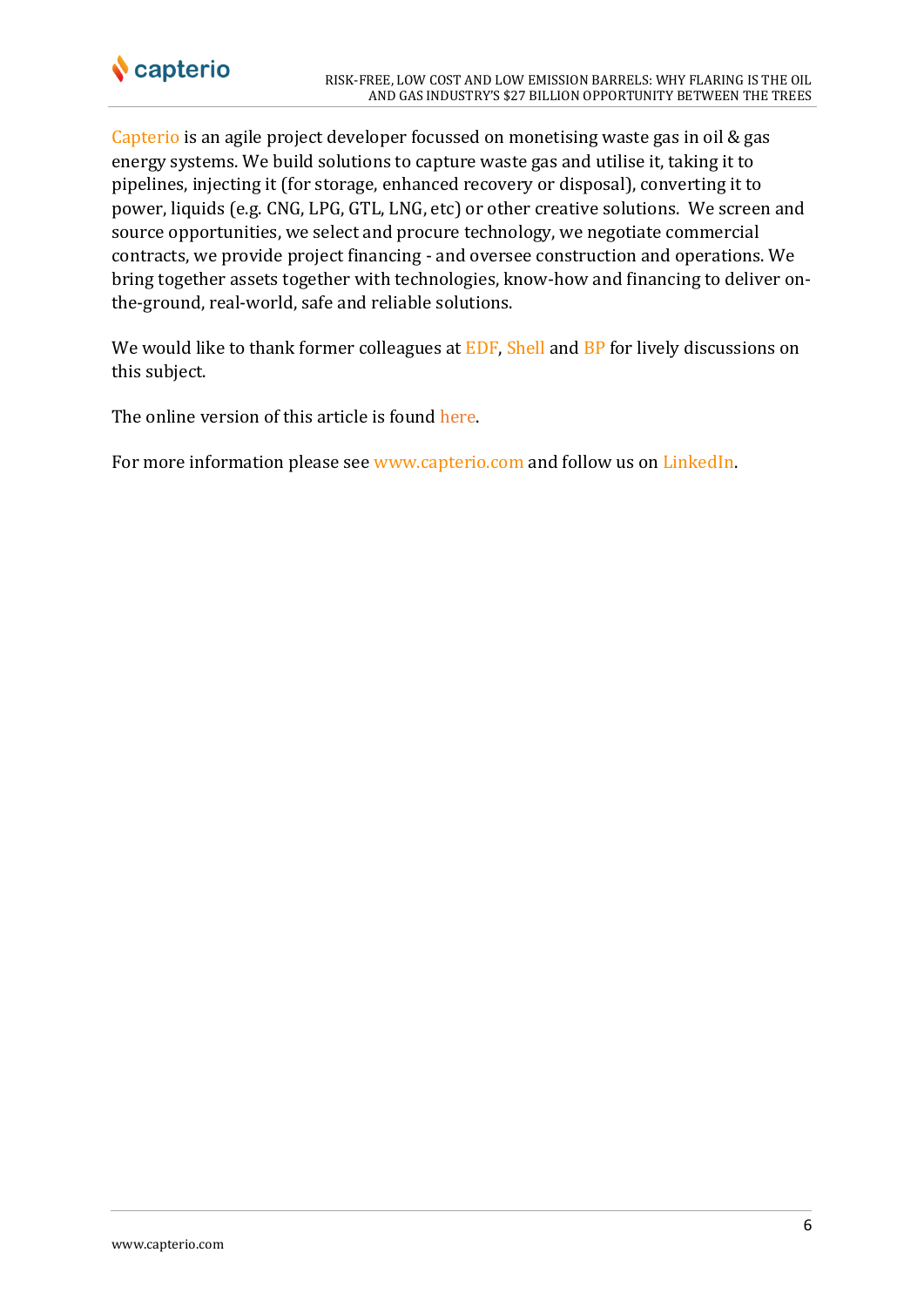Capterio is an agile project developer focussed on monetising waste gas in oil & gas energy systems. We build solutions to capture waste gas and utilise it, taking it to pipelines, injecting it (for storage, enhanced recovery or disposal), converting it to power, liquids (e.g. CNG, LPG, GTL, LNG, etc) or other creative solutions. We screen and source opportunities, we select and procure technology, we negotiate commercial contracts, we provide project financing - and oversee construction and operations. We bring together assets together with technologies, know-how and financing to deliver on-the-ground, real-world, safe and reliable solutions.

We would like to thank former colleagues at EDF, Shell and BP for lively discussions on this subject.

The online version of this article is found here.

For more information please see www.capterio.com and follow us on LinkedIn.